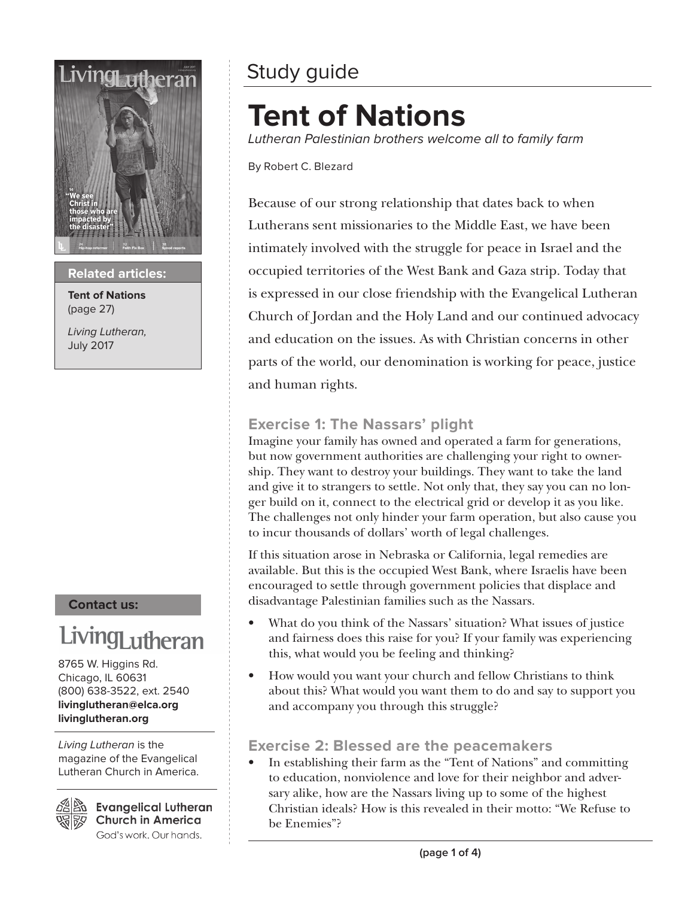Study guide

# Tent of Nations

*Lutheran Palestinian brothers welcome all to family farm*

By Robert C. Blezard

Because of our strong relationship that dates back to when Lutherans sent missionaries to the Middle East, we have been intimately involved with the struggle for peace in Israel and the occupied territories of the West Bank and Gaza strip. Today that is expressed in our close friendship with the Evangelical Lutheran Church of Jordan and the Holy Land and our continued advocacy and education on the issues. As with Christian concerns in other parts of the world, our denomination is working for peace, justice and human rights.

## Exercise 1: The Nassars' plight

Imagine your family has owned and operated a farm for generations, but now government authorities are challenging your right to ownership. They want to destroy your buildings. They want to take the land and give it to strangers to settle. Not only that, they say you can no longer build on it, connect to the electrical grid or develop it as you like. The challenges not only hinder your farm operation, but also cause you to incur thousands of dollars' worth of legal challenges.

If this situation arose in Nebraska or California, legal remedies are available. But this is the occupied West Bank, where Israelis have been encouraged to settle through government policies that displace and disadvantage Palestinian families such as the Nassars.

- What do you think of the Nassars' situation? What issues of justice and fairness does this raise for you? If your family was experiencing this, what would you be feeling and thinking?
- How would you want your church and fellow Christians to think about this? What would you want them to do and say to support you and accompany you through this struggle?

## Exercise 2: Blessed are the peacemakers

- In establishing their farm as the "Tent of Nations" and committing to education, nonviolence and love for their neighbor and adversary alike, how are the Nassars living up to some of the highest Christian ideals? How is this revealed in their motto: "We Refuse to be Enemies"?

**Related articles:**

**Tent of Nations** (page 27)

*Living Lutheran,* July 2017

**Contact us:**

Living Lutheran

8765 W. Higgins Rd.
Chicago, IL 60631
(800) 638-3522, ext. 2540
**livinglutheran@elca.org**
**livinglutheran.org**

*Living Lutheran* is the magazine of the Evangelical Lutheran Church in America.

Evangelical Lutheran Church in America
God's work. Our hands.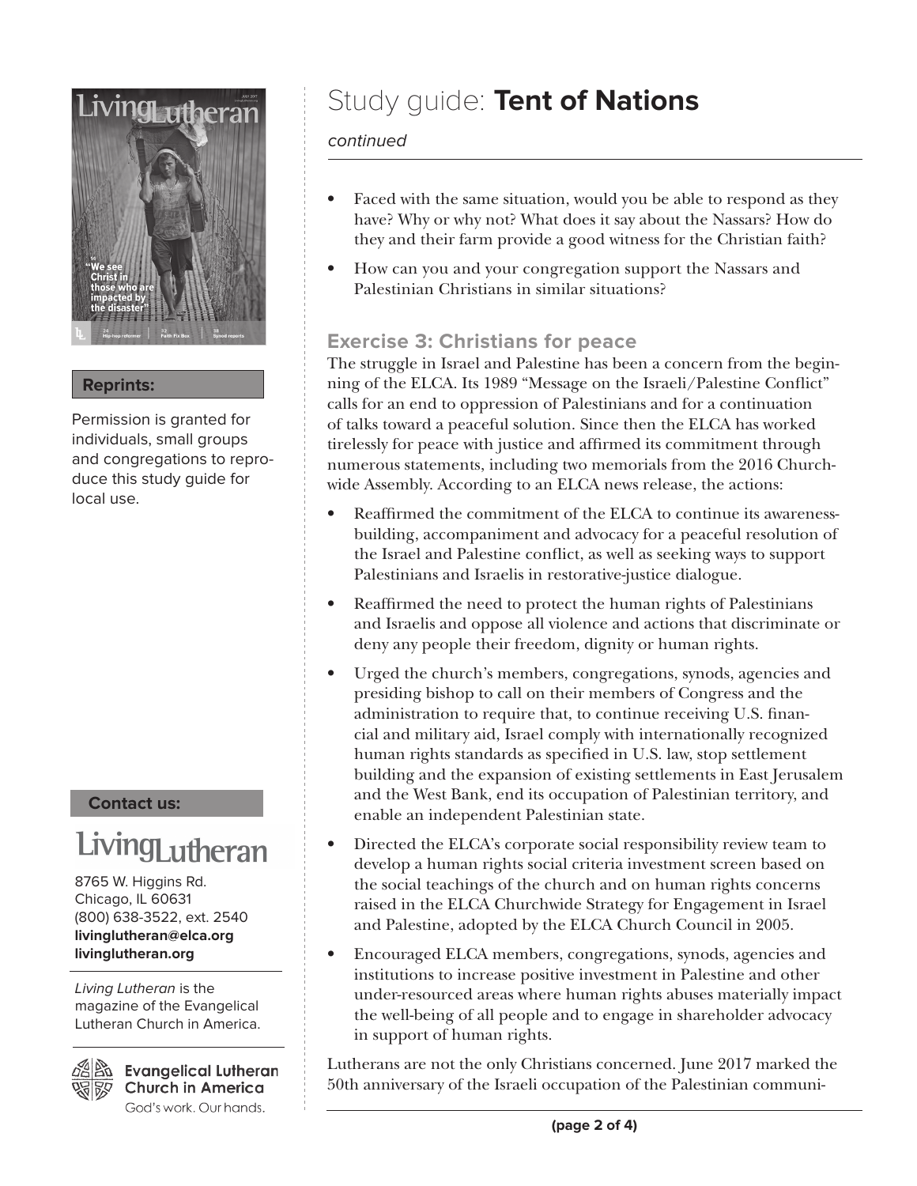# Study guide: **Tent of Nations**

*continued*

- Faced with the same situation, would you be able to respond as they have? Why or why not? What does it say about the Nassars? How do they and their farm provide a good witness for the Christian faith?
- How can you and your congregation support the Nassars and Palestinian Christians in similar situations?

## Exercise 3: Christians for peace

The struggle in Israel and Palestine has been a concern from the beginning of the ELCA. Its 1989 "Message on the Israeli/Palestine Conflict" calls for an end to oppression of Palestinians and for a continuation of talks toward a peaceful solution. Since then the ELCA has worked tirelessly for peace with justice and affirmed its commitment through numerous statements, including two memorials from the 2016 Churchwide Assembly. According to an ELCA news release, the actions:

- Reaffirmed the commitment of the ELCA to continue its awareness-building, accompaniment and advocacy for a peaceful resolution of the Israel and Palestine conflict, as well as seeking ways to support Palestinians and Israelis in restorative-justice dialogue.
- Reaffirmed the need to protect the human rights of Palestinians and Israelis and oppose all violence and actions that discriminate or deny any people their freedom, dignity or human rights.
- Urged the church's members, congregations, synods, agencies and presiding bishop to call on their members of Congress and the administration to require that, to continue receiving U.S. financial and military aid, Israel comply with internationally recognized human rights standards as specified in U.S. law, stop settlement building and the expansion of existing settlements in East Jerusalem and the West Bank, end its occupation of Palestinian territory, and enable an independent Palestinian state.
- Directed the ELCA's corporate social responsibility review team to develop a human rights social criteria investment screen based on the social teachings of the church and on human rights concerns raised in the ELCA Churchwide Strategy for Engagement in Israel and Palestine, adopted by the ELCA Church Council in 2005.
- Encouraged ELCA members, congregations, synods, agencies and institutions to increase positive investment in Palestine and other under-resourced areas where human rights abuses materially impact the well-being of all people and to engage in shareholder advocacy in support of human rights.

Lutherans are not the only Christians concerned. June 2017 marked the 50th anniversary of the Israeli occupation of the Palestinian communi-

**Reprints:**

Permission is granted for individuals, small groups and congregations to reproduce this study guide for local use.

**Contact us:**

Living Lutheran

8765 W. Higgins Rd.
Chicago, IL 60631
(800) 638-3522, ext. 2540
**livinglutheran@elca.org**
**livinglutheran.org**

*Living Lutheran* is the magazine of the Evangelical Lutheran Church in America.

Evangelical Lutheran Church in America
God's work. Our hands.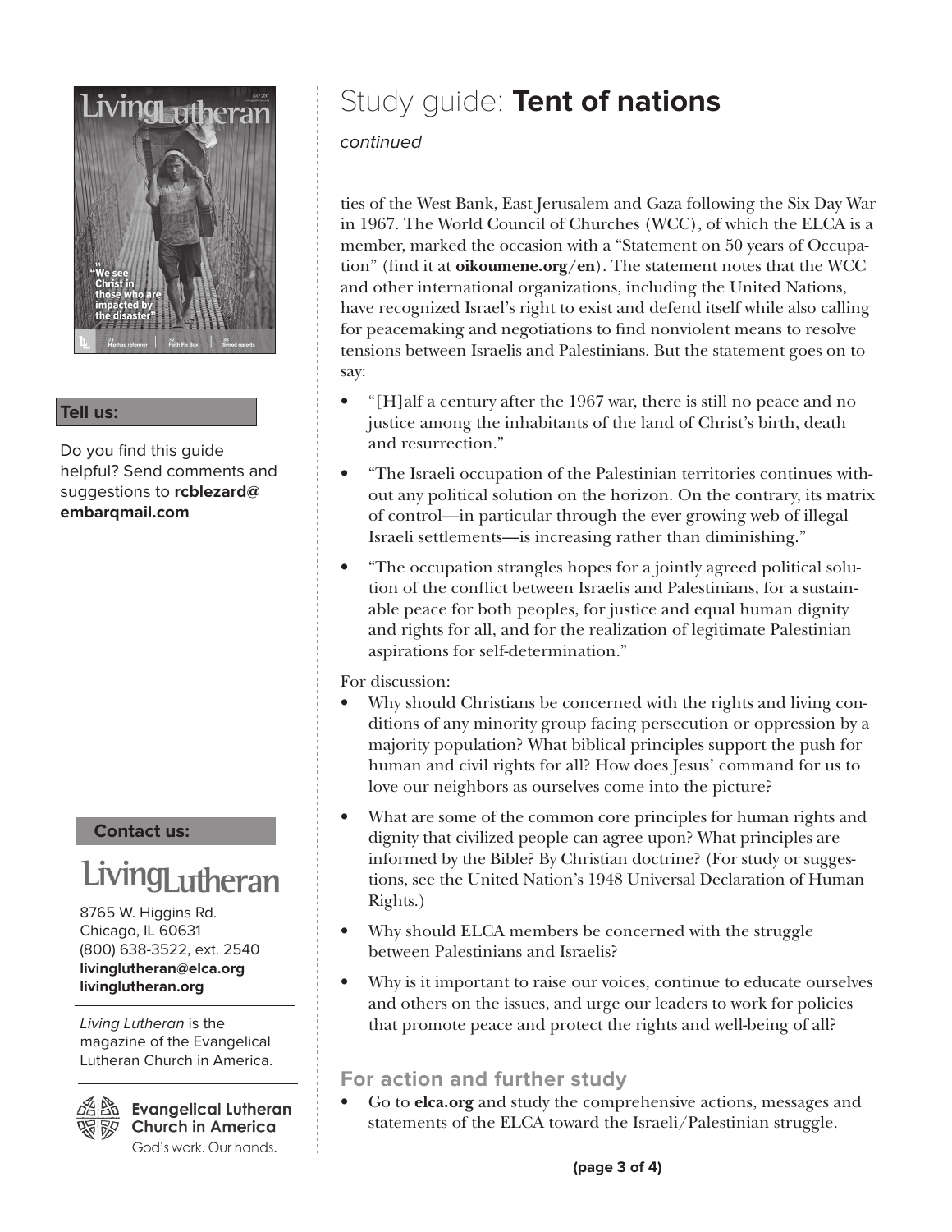# Study guide: **Tent of nations**

*continued*

ties of the West Bank, East Jerusalem and Gaza following the Six Day War in 1967. The World Council of Churches (WCC), of which the ELCA is a member, marked the occasion with a "Statement on 50 years of Occupation" (find it at **oikoumene.org/en**). The statement notes that the WCC and other international organizations, including the United Nations, have recognized Israel's right to exist and defend itself while also calling for peacemaking and negotiations to find nonviolent means to resolve tensions between Israelis and Palestinians. But the statement goes on to say:

- "[H]alf a century after the 1967 war, there is still no peace and no justice among the inhabitants of the land of Christ's birth, death and resurrection."
- "The Israeli occupation of the Palestinian territories continues without any political solution on the horizon. On the contrary, its matrix of control—in particular through the ever growing web of illegal Israeli settlements—is increasing rather than diminishing."
- "The occupation strangles hopes for a jointly agreed political solution of the conflict between Israelis and Palestinians, for a sustainable peace for both peoples, for justice and equal human dignity and rights for all, and for the realization of legitimate Palestinian aspirations for self-determination."

For discussion:

- Why should Christians be concerned with the rights and living conditions of any minority group facing persecution or oppression by a majority population? What biblical principles support the push for human and civil rights for all? How does Jesus' command for us to love our neighbors as ourselves come into the picture?
- What are some of the common core principles for human rights and dignity that civilized people can agree upon? What principles are informed by the Bible? By Christian doctrine? (For study or suggestions, see the United Nation's 1948 Universal Declaration of Human Rights.)
- Why should ELCA members be concerned with the struggle between Palestinians and Israelis?
- Why is it important to raise our voices, continue to educate ourselves and others on the issues, and urge our leaders to work for policies that promote peace and protect the rights and well-being of all?

## For action and further study

- Go to **elca.org** and study the comprehensive actions, messages and statements of the ELCA toward the Israeli/Palestinian struggle.

**Tell us:**

Do you find this guide helpful? Send comments and suggestions to **rcblezard@embarqmail.com**

**Contact us:**

Living Lutheran

8765 W. Higgins Rd.
Chicago, IL 60631
(800) 638-3522, ext. 2540
**livinglutheran@elca.org**
**livinglutheran.org**

*Living Lutheran* is the magazine of the Evangelical Lutheran Church in America.

Evangelical Lutheran Church in America
God's work. Our hands.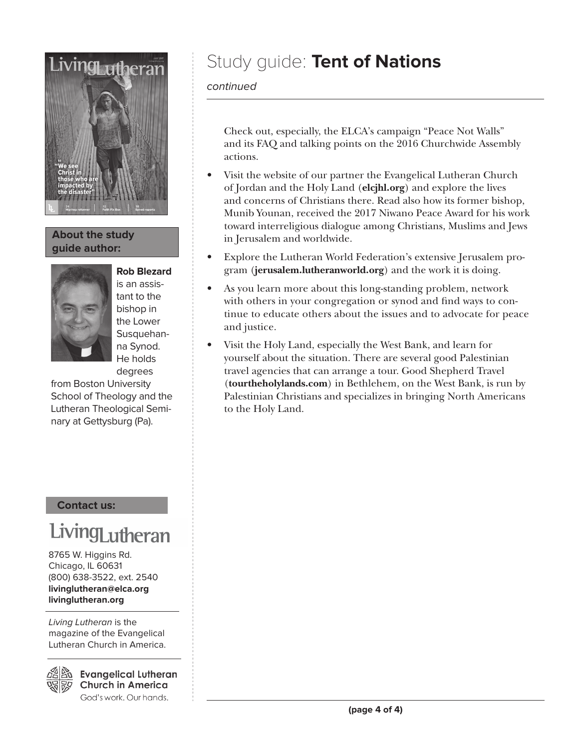# Study guide: **Tent of Nations**

*continued*

Check out, especially, the ELCA's campaign "Peace Not Walls" and its FAQ and talking points on the 2016 Churchwide Assembly actions.

- Visit the website of our partner the Evangelical Lutheran Church of Jordan and the Holy Land (**elcjhl.org**) and explore the lives and concerns of Christians there. Read also how its former bishop, Munib Younan, received the 2017 Niwano Peace Award for his work toward interreligious dialogue among Christians, Muslims and Jews in Jerusalem and worldwide.
- Explore the Lutheran World Federation's extensive Jerusalem program (**jerusalem.lutheranworld.org**) and the work it is doing.
- As you learn more about this long-standing problem, network with others in your congregation or synod and find ways to continue to educate others about the issues and to advocate for peace and justice.
- Visit the Holy Land, especially the West Bank, and learn for yourself about the situation. There are several good Palestinian travel agencies that can arrange a tour. Good Shepherd Travel (**tourtheholylands.com**) in Bethlehem, on the West Bank, is run by Palestinian Christians and specializes in bringing North Americans to the Holy Land.

**About the study guide author:**

**Rob Blezard** is an assistant to the bishop in the Lower Susquehanna Synod. He holds degrees from Boston University School of Theology and the Lutheran Theological Seminary at Gettysburg (Pa).

**Contact us:**

Living Lutheran

8765 W. Higgins Rd.
Chicago, IL 60631
(800) 638-3522, ext. 2540
**livinglutheran@elca.org**
**livinglutheran.org**

*Living Lutheran* is the magazine of the Evangelical Lutheran Church in America.

Evangelical Lutheran Church in America
God's work. Our hands.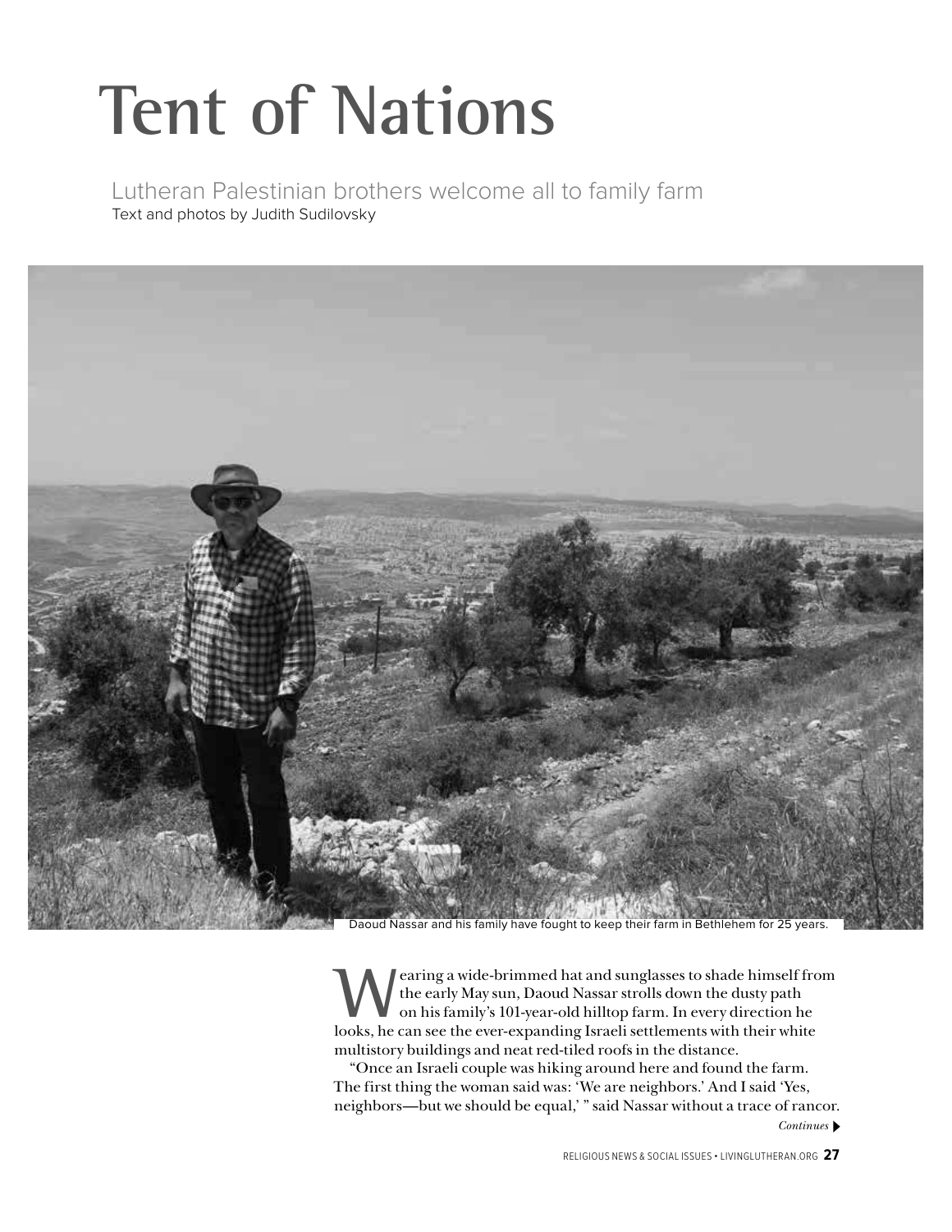# Tent of Nations

## Lutheran Palestinian brothers welcome all to family farm

Text and photos by Judith Sudilovsky

Daoud Nassar and his family have fought to keep their farm in Bethlehem for 25 years.

Wearing a wide-brimmed hat and sunglasses to shade himself from the early May sun, Daoud Nassar strolls down the dusty path on his family's 101-year-old hilltop farm. In every direction he looks, he can see the ever-expanding Israeli settlements with their white multistory buildings and neat red-tiled roofs in the distance.

"Once an Israeli couple was hiking around here and found the farm. The first thing the woman said was: 'We are neighbors.' And I said 'Yes, neighbors—but we should be equal,' " said Nassar without a trace of rancor.

*Continues*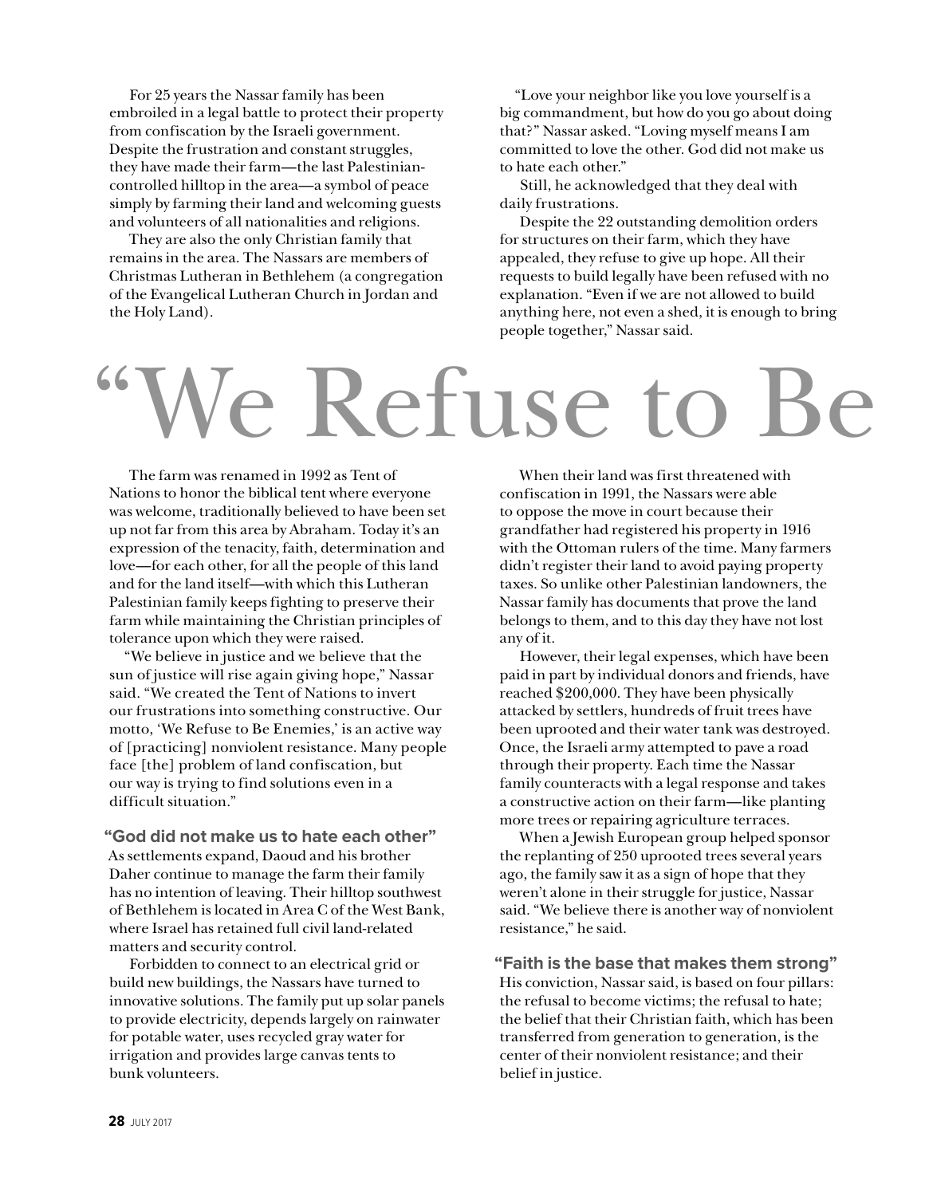For 25 years the Nassar family has been embroiled in a legal battle to protect their property from confiscation by the Israeli government. Despite the frustration and constant struggles, they have made their farm—the last Palestinian-controlled hilltop in the area—a symbol of peace simply by farming their land and welcoming guests and volunteers of all nationalities and religions.

They are also the only Christian family that remains in the area. The Nassars are members of Christmas Lutheran in Bethlehem (a congregation of the Evangelical Lutheran Church in Jordan and the Holy Land).

"Love your neighbor like you love yourself is a big commandment, but how do you go about doing that?" Nassar asked. "Loving myself means I am committed to love the other. God did not make us to hate each other."

Still, he acknowledged that they deal with daily frustrations.

Despite the 22 outstanding demolition orders for structures on their farm, which they have appealed, they refuse to give up hope. All their requests to build legally have been refused with no explanation. "Even if we are not allowed to build anything here, not even a shed, it is enough to bring people together," Nassar said.

# "We Refuse to Be

The farm was renamed in 1992 as Tent of Nations to honor the biblical tent where everyone was welcome, traditionally believed to have been set up not far from this area by Abraham. Today it's an expression of the tenacity, faith, determination and love—for each other, for all the people of this land and for the land itself—with which this Lutheran Palestinian family keeps fighting to preserve their farm while maintaining the Christian principles of tolerance upon which they were raised.

"We believe in justice and we believe that the sun of justice will rise again giving hope," Nassar said. "We created the Tent of Nations to invert our frustrations into something constructive. Our motto, 'We Refuse to Be Enemies,' is an active way of [practicing] nonviolent resistance. Many people face [the] problem of land confiscation, but our way is trying to find solutions even in a difficult situation."

## "God did not make us to hate each other"

As settlements expand, Daoud and his brother Daher continue to manage the farm their family has no intention of leaving. Their hilltop southwest of Bethlehem is located in Area C of the West Bank, where Israel has retained full civil land-related matters and security control.

Forbidden to connect to an electrical grid or build new buildings, the Nassars have turned to innovative solutions. The family put up solar panels to provide electricity, depends largely on rainwater for potable water, uses recycled gray water for irrigation and provides large canvas tents to bunk volunteers.

When their land was first threatened with confiscation in 1991, the Nassars were able to oppose the move in court because their grandfather had registered his property in 1916 with the Ottoman rulers of the time. Many farmers didn't register their land to avoid paying property taxes. So unlike other Palestinian landowners, the Nassar family has documents that prove the land belongs to them, and to this day they have not lost any of it.

However, their legal expenses, which have been paid in part by individual donors and friends, have reached $200,000. They have been physically attacked by settlers, hundreds of fruit trees have been uprooted and their water tank was destroyed. Once, the Israeli army attempted to pave a road through their property. Each time the Nassar family counteracts with a legal response and takes a constructive action on their farm—like planting more trees or repairing agriculture terraces.

When a Jewish European group helped sponsor the replanting of 250 uprooted trees several years ago, the family saw it as a sign of hope that they weren't alone in their struggle for justice, Nassar said. "We believe there is another way of nonviolent resistance," he said.

## "Faith is the base that makes them strong"

His conviction, Nassar said, is based on four pillars: the refusal to become victims; the refusal to hate; the belief that their Christian faith, which has been transferred from generation to generation, is the center of their nonviolent resistance; and their belief in justice.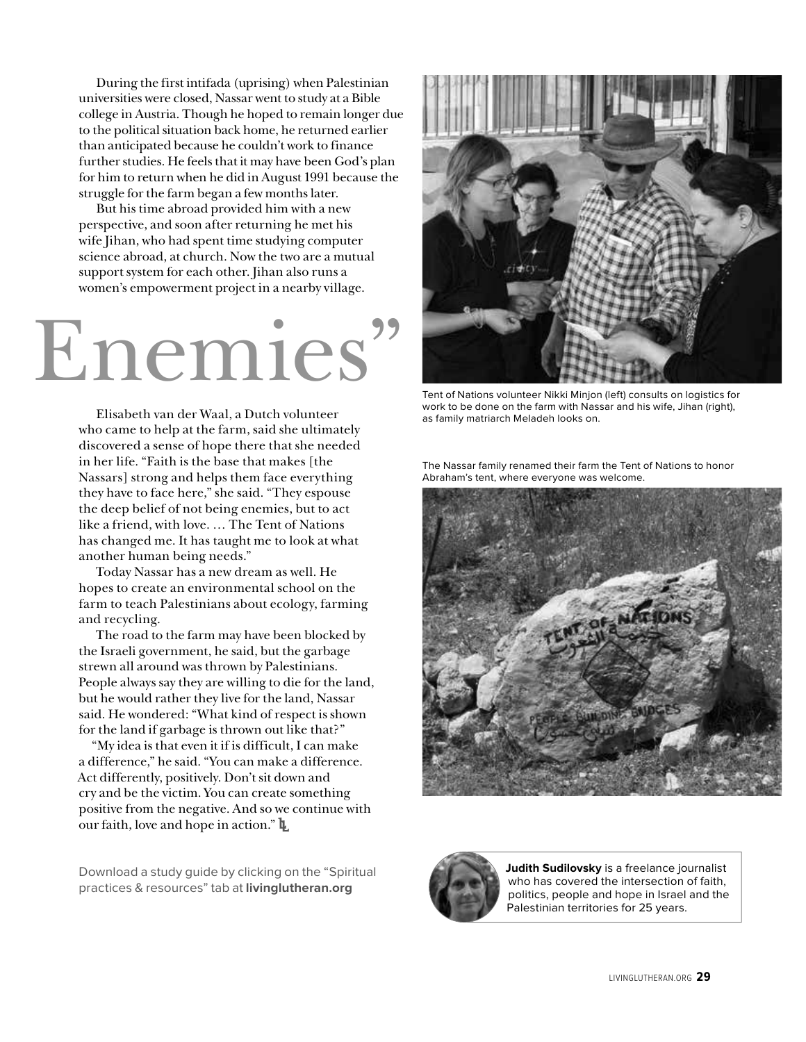During the first intifada (uprising) when Palestinian universities were closed, Nassar went to study at a Bible college in Austria. Though he hoped to remain longer due to the political situation back home, he returned earlier than anticipated because he couldn't work to finance further studies. He feels that it may have been God's plan for him to return when he did in August 1991 because the struggle for the farm began a few months later.

But his time abroad provided him with a new perspective, and soon after returning he met his wife Jihan, who had spent time studying computer science abroad, at church. Now the two are a mutual support system for each other. Jihan also runs a women's empowerment project in a nearby village.

Enemies"

Elisabeth van der Waal, a Dutch volunteer who came to help at the farm, said she ultimately discovered a sense of hope there that she needed in her life. "Faith is the base that makes [the Nassars] strong and helps them face everything they have to face here," she said. "They espouse the deep belief of not being enemies, but to act like a friend, with love. … The Tent of Nations has changed me. It has taught me to look at what another human being needs."

Today Nassar has a new dream as well. He hopes to create an environmental school on the farm to teach Palestinians about ecology, farming and recycling.

The road to the farm may have been blocked by the Israeli government, he said, but the garbage strewn all around was thrown by Palestinians. People always say they are willing to die for the land, but he would rather they live for the land, Nassar said. He wondered: "What kind of respect is shown for the land if garbage is thrown out like that?"

"My idea is that even it if is difficult, I can make a difference," he said. "You can make a difference. Act differently, positively. Don't sit down and cry and be the victim. You can create something positive from the negative. And so we continue with our faith, love and hope in action."

Tent of Nations volunteer Nikki Minjon (left) consults on logistics for work to be done on the farm with Nassar and his wife, Jihan (right), as family matriarch Meladeh looks on.

The Nassar family renamed their farm the Tent of Nations to honor Abraham's tent, where everyone was welcome.

Download a study guide by clicking on the "Spiritual practices & resources" tab at **livinglutheran.org**

**Judith Sudilovsky** is a freelance journalist who has covered the intersection of faith, politics, people and hope in Israel and the Palestinian territories for 25 years.